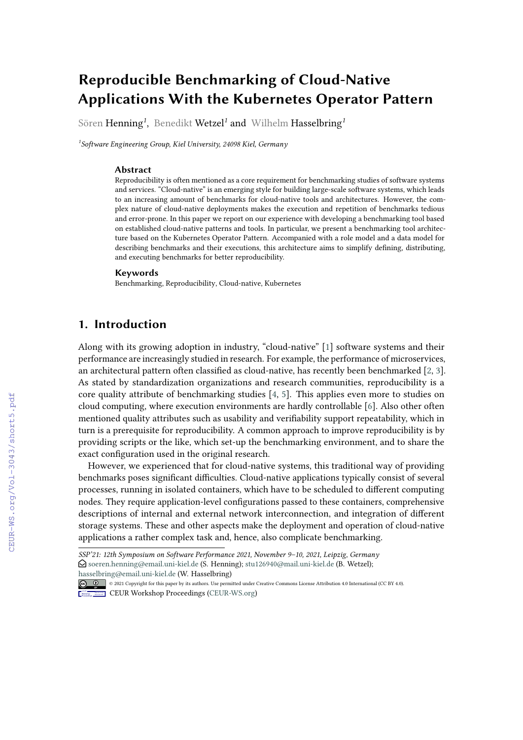# Reproducible Benchmarking of Cloud-Native Applications With the Kubernetes Operator Pattern

Sören Henning[1], Benedikt Wetzel[1] and Wilhelm Hasselbring[1]

[1]Software Engineering Group, Kiel University, 24098 Kiel, Germany

### Abstract

Reproducibility is often mentioned as a core requirement for benchmarking studies of software systems and services. "Cloud-native" is an emerging style for building large-scale software systems, which leads to an increasing amount of benchmarks for cloud-native tools and architectures. However, the complex nature of cloud-native deployments makes the execution and repetition of benchmarks tedious and error-prone. In this paper we report on our experience with developing a benchmarking tool based on established cloud-native patterns and tools. In particular, we present a benchmarking tool architecture based on the Kubernetes Operator Pattern. Accompanied with a role model and a data model for describing benchmarks and their executions, this architecture aims to simplify defining, distributing, and executing benchmarks for better reproducibility.

### Keywords

Benchmarking, Reproducibility, Cloud-native, Kubernetes

## 1. Introduction

Along with its growing adoption in industry, "cloud-native" [1] software systems and their performance are increasingly studied in research. For example, the performance of microservices, an architectural pattern often classified as cloud-native, has recently been benchmarked [2, 3]. As stated by standardization organizations and research communities, reproducibility is a core quality attribute of benchmarking studies [4, 5]. This applies even more to studies on cloud computing, where execution environments are hardly controllable [6]. Also other often mentioned quality attributes such as usability and verifiability support repeatability, which in turn is a prerequisite for reproducibility. A common approach to improve reproducibility is by providing scripts or the like, which set-up the benchmarking environment, and to share the exact configuration used in the original research.

However, we experienced that for cloud-native systems, this traditional way of providing benchmarks poses significant difficulties. Cloud-native applications typically consist of several processes, running in isolated containers, which have to be scheduled to different computing nodes. They require application-level configurations passed to these containers, comprehensive descriptions of internal and external network interconnection, and integration of different storage systems. These and other aspects make the deployment and operation of cloud-native applications a rather complex task and, hence, also complicate benchmarking.

---

*SSP'21: 12th Symposium on Software Performance 2021, November 9–10, 2021, Leipzig, Germany*
soeren.henning@email.uni-kiel.de (S. Henning); stu126940@mail.uni-kiel.de (B. Wetzel); hasselbring@email.uni-kiel.de (W. Hasselbring)
© 2021 Copyright for this paper by its authors. Use permitted under Creative Commons License Attribution 4.0 International (CC BY 4.0).
CEUR Workshop Proceedings (CEUR-WS.org)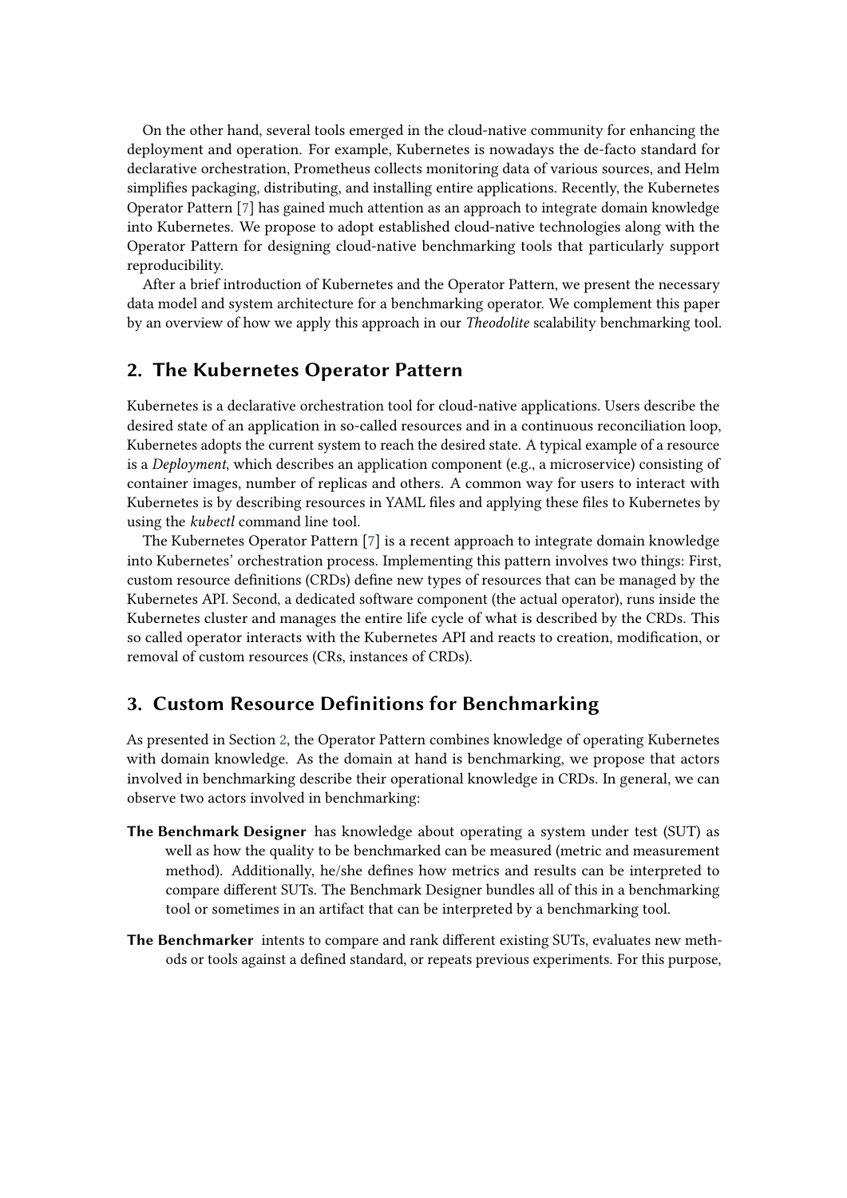On the other hand, several tools emerged in the cloud-native community for enhancing the deployment and operation. For example, Kubernetes is nowadays the de-facto standard for declarative orchestration, Prometheus collects monitoring data of various sources, and Helm simplifies packaging, distributing, and installing entire applications. Recently, the Kubernetes Operator Pattern [7] has gained much attention as an approach to integrate domain knowledge into Kubernetes. We propose to adopt established cloud-native technologies along with the Operator Pattern for designing cloud-native benchmarking tools that particularly support reproducibility.

After a brief introduction of Kubernetes and the Operator Pattern, we present the necessary data model and system architecture for a benchmarking operator. We complement this paper by an overview of how we apply this approach in our *Theodolite* scalability benchmarking tool.

## 2. The Kubernetes Operator Pattern

Kubernetes is a declarative orchestration tool for cloud-native applications. Users describe the desired state of an application in so-called resources and in a continuous reconciliation loop, Kubernetes adopts the current system to reach the desired state. A typical example of a resource is a *Deployment*, which describes an application component (e.g., a microservice) consisting of container images, number of replicas and others. A common way for users to interact with Kubernetes is by describing resources in YAML files and applying these files to Kubernetes by using the *kubectl* command line tool.

The Kubernetes Operator Pattern [7] is a recent approach to integrate domain knowledge into Kubernetes' orchestration process. Implementing this pattern involves two things: First, custom resource definitions (CRDs) define new types of resources that can be managed by the Kubernetes API. Second, a dedicated software component (the actual operator), runs inside the Kubernetes cluster and manages the entire life cycle of what is described by the CRDs. This so called operator interacts with the Kubernetes API and reacts to creation, modification, or removal of custom resources (CRs, instances of CRDs).

## 3. Custom Resource Definitions for Benchmarking

As presented in Section 2, the Operator Pattern combines knowledge of operating Kubernetes with domain knowledge. As the domain at hand is benchmarking, we propose that actors involved in benchmarking describe their operational knowledge in CRDs. In general, we can observe two actors involved in benchmarking:

**The Benchmark Designer** has knowledge about operating a system under test (SUT) as well as how the quality to be benchmarked can be measured (metric and measurement method). Additionally, he/she defines how metrics and results can be interpreted to compare different SUTs. The Benchmark Designer bundles all of this in a benchmarking tool or sometimes in an artifact that can be interpreted by a benchmarking tool.

**The Benchmarker** intents to compare and rank different existing SUTs, evaluates new methods or tools against a defined standard, or repeats previous experiments. For this purpose,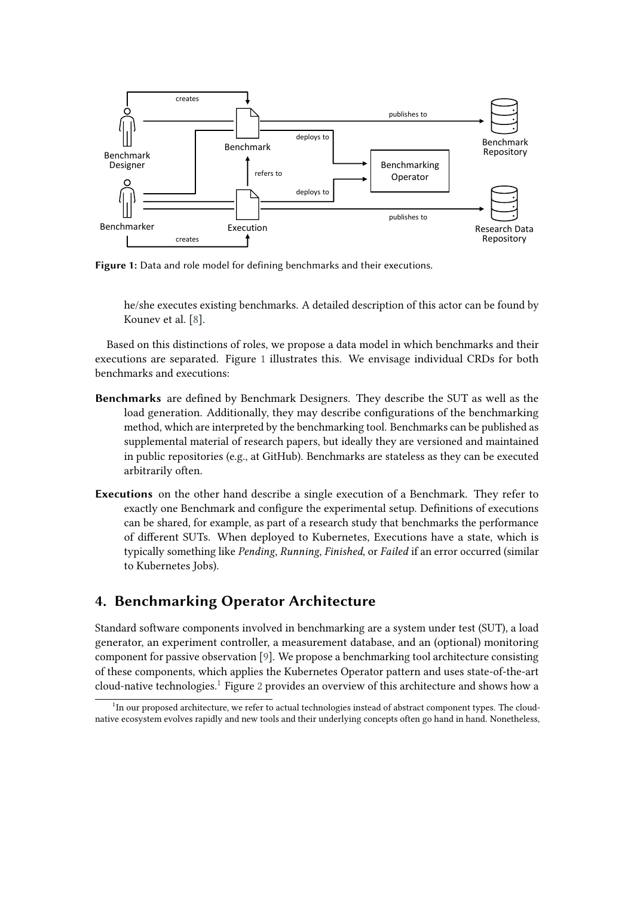**Figure 1:** Data and role model for defining benchmarks and their executions.

he/she executes existing benchmarks. A detailed description of this actor can be found by Kounev et al. [8].

Based on this distinctions of roles, we propose a data model in which benchmarks and their executions are separated. Figure 1 illustrates this. We envisage individual CRDs for both benchmarks and executions:

**Benchmarks** are defined by Benchmark Designers. They describe the SUT as well as the load generation. Additionally, they may describe configurations of the benchmarking method, which are interpreted by the benchmarking tool. Benchmarks can be published as supplemental material of research papers, but ideally they are versioned and maintained in public repositories (e.g., at GitHub). Benchmarks are stateless as they can be executed arbitrarily often.

**Executions** on the other hand describe a single execution of a Benchmark. They refer to exactly one Benchmark and configure the experimental setup. Definitions of executions can be shared, for example, as part of a research study that benchmarks the performance of different SUTs. When deployed to Kubernetes, Executions have a state, which is typically something like *Pending*, *Running*, *Finished*, or *Failed* if an error occurred (similar to Kubernetes Jobs).

## 4. Benchmarking Operator Architecture

Standard software components involved in benchmarking are a system under test (SUT), a load generator, an experiment controller, a measurement database, and an (optional) monitoring component for passive observation [9]. We propose a benchmarking tool architecture consisting of these components, which applies the Kubernetes Operator pattern and uses state-of-the-art cloud-native technologies.[1] Figure 2 provides an overview of this architecture and shows how a

[1] In our proposed architecture, we refer to actual technologies instead of abstract component types. The cloud-native ecosystem evolves rapidly and new tools and their underlying concepts often go hand in hand. Nonetheless,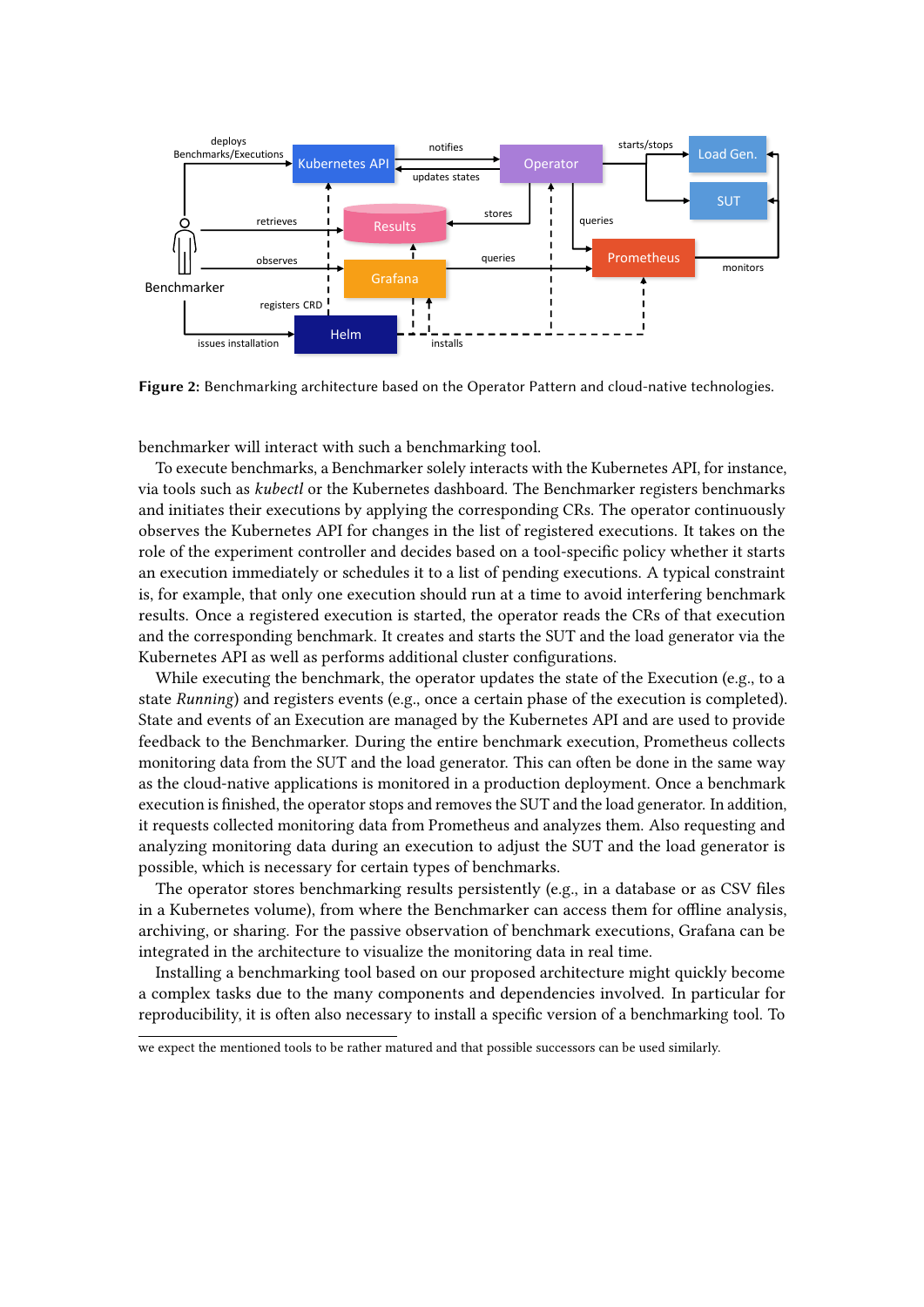**Figure 2:** Benchmarking architecture based on the Operator Pattern and cloud-native technologies.

benchmarker will interact with such a benchmarking tool.

To execute benchmarks, a Benchmarker solely interacts with the Kubernetes API, for instance, via tools such as *kubectl* or the Kubernetes dashboard. The Benchmarker registers benchmarks and initiates their executions by applying the corresponding CRs. The operator continuously observes the Kubernetes API for changes in the list of registered executions. It takes on the role of the experiment controller and decides based on a tool-specific policy whether it starts an execution immediately or schedules it to a list of pending executions. A typical constraint is, for example, that only one execution should run at a time to avoid interfering benchmark results. Once a registered execution is started, the operator reads the CRs of that execution and the corresponding benchmark. It creates and starts the SUT and the load generator via the Kubernetes API as well as performs additional cluster configurations.

While executing the benchmark, the operator updates the state of the Execution (e.g., to a state *Running*) and registers events (e.g., once a certain phase of the execution is completed). State and events of an Execution are managed by the Kubernetes API and are used to provide feedback to the Benchmarker. During the entire benchmark execution, Prometheus collects monitoring data from the SUT and the load generator. This can often be done in the same way as the cloud-native applications is monitored in a production deployment. Once a benchmark execution is finished, the operator stops and removes the SUT and the load generator. In addition, it requests collected monitoring data from Prometheus and analyzes them. Also requesting and analyzing monitoring data during an execution to adjust the SUT and the load generator is possible, which is necessary for certain types of benchmarks.

The operator stores benchmarking results persistently (e.g., in a database or as CSV files in a Kubernetes volume), from where the Benchmarker can access them for offline analysis, archiving, or sharing. For the passive observation of benchmark executions, Grafana can be integrated in the architecture to visualize the monitoring data in real time.

Installing a benchmarking tool based on our proposed architecture might quickly become a complex tasks due to the many components and dependencies involved. In particular for reproducibility, it is often also necessary to install a specific version of a benchmarking tool. To

---

we expect the mentioned tools to be rather matured and that possible successors can be used similarly.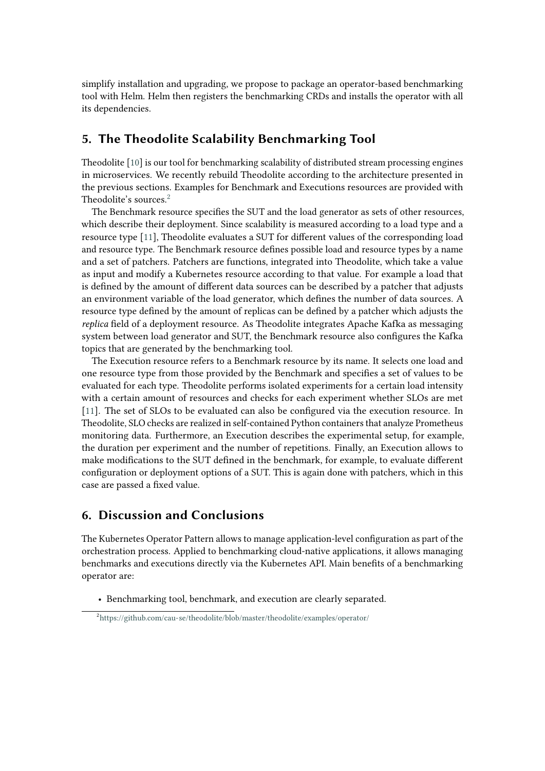simplify installation and upgrading, we propose to package an operator-based benchmarking tool with Helm. Helm then registers the benchmarking CRDs and installs the operator with all its dependencies.

## 5. The Theodolite Scalability Benchmarking Tool

Theodolite [10] is our tool for benchmarking scalability of distributed stream processing engines in microservices. We recently rebuild Theodolite according to the architecture presented in the previous sections. Examples for Benchmark and Executions resources are provided with Theodolite's sources.[2]

The Benchmark resource specifies the SUT and the load generator as sets of other resources, which describe their deployment. Since scalability is measured according to a load type and a resource type [11], Theodolite evaluates a SUT for different values of the corresponding load and resource type. The Benchmark resource defines possible load and resource types by a name and a set of patchers. Patchers are functions, integrated into Theodolite, which take a value as input and modify a Kubernetes resource according to that value. For example a load that is defined by the amount of different data sources can be described by a patcher that adjusts an environment variable of the load generator, which defines the number of data sources. A resource type defined by the amount of replicas can be defined by a patcher which adjusts the *replica* field of a deployment resource. As Theodolite integrates Apache Kafka as messaging system between load generator and SUT, the Benchmark resource also configures the Kafka topics that are generated by the benchmarking tool.

The Execution resource refers to a Benchmark resource by its name. It selects one load and one resource type from those provided by the Benchmark and specifies a set of values to be evaluated for each type. Theodolite performs isolated experiments for a certain load intensity with a certain amount of resources and checks for each experiment whether SLOs are met [11]. The set of SLOs to be evaluated can also be configured via the execution resource. In Theodolite, SLO checks are realized in self-contained Python containers that analyze Prometheus monitoring data. Furthermore, an Execution describes the experimental setup, for example, the duration per experiment and the number of repetitions. Finally, an Execution allows to make modifications to the SUT defined in the benchmark, for example, to evaluate different configuration or deployment options of a SUT. This is again done with patchers, which in this case are passed a fixed value.

## 6. Discussion and Conclusions

The Kubernetes Operator Pattern allows to manage application-level configuration as part of the orchestration process. Applied to benchmarking cloud-native applications, it allows managing benchmarks and executions directly via the Kubernetes API. Main benefits of a benchmarking operator are:

- Benchmarking tool, benchmark, and execution are clearly separated.

[2] https://github.com/cau-se/theodolite/blob/master/theodolite/examples/operator/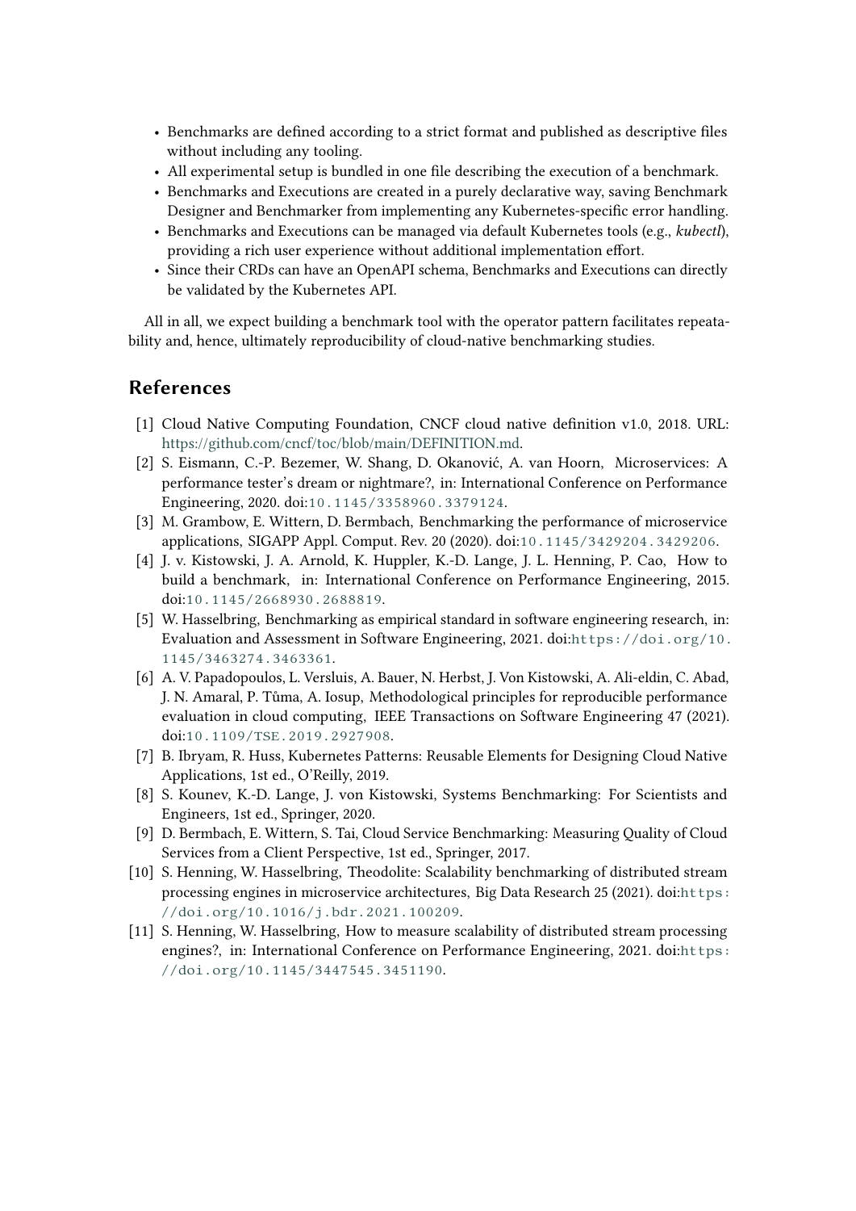- Benchmarks are defined according to a strict format and published as descriptive files without including any tooling.
- All experimental setup is bundled in one file describing the execution of a benchmark.
- Benchmarks and Executions are created in a purely declarative way, saving Benchmark Designer and Benchmarker from implementing any Kubernetes-specific error handling.
- Benchmarks and Executions can be managed via default Kubernetes tools (e.g., *kubectl*), providing a rich user experience without additional implementation effort.
- Since their CRDs can have an OpenAPI schema, Benchmarks and Executions can directly be validated by the Kubernetes API.

All in all, we expect building a benchmark tool with the operator pattern facilitates repeatability and, hence, ultimately reproducibility of cloud-native benchmarking studies.

## References

[1] Cloud Native Computing Foundation, CNCF cloud native definition v1.0, 2018. URL: https://github.com/cncf/toc/blob/main/DEFINITION.md.

[2] S. Eismann, C.-P. Bezemer, W. Shang, D. Okanović, A. van Hoorn, Microservices: A performance tester's dream or nightmare?, in: International Conference on Performance Engineering, 2020. doi:10.1145/3358960.3379124.

[3] M. Grambow, E. Wittern, D. Bermbach, Benchmarking the performance of microservice applications, SIGAPP Appl. Comput. Rev. 20 (2020). doi:10.1145/3429204.3429206.

[4] J. v. Kistowski, J. A. Arnold, K. Huppler, K.-D. Lange, J. L. Henning, P. Cao, How to build a benchmark, in: International Conference on Performance Engineering, 2015. doi:10.1145/2668930.2688819.

[5] W. Hasselbring, Benchmarking as empirical standard in software engineering research, in: Evaluation and Assessment in Software Engineering, 2021. doi:https://doi.org/10.1145/3463274.3463361.

[6] A. V. Papadopoulos, L. Versluis, A. Bauer, N. Herbst, J. Von Kistowski, A. Ali-eldin, C. Abad, J. N. Amaral, P. Tůma, A. Iosup, Methodological principles for reproducible performance evaluation in cloud computing, IEEE Transactions on Software Engineering 47 (2021). doi:10.1109/TSE.2019.2927908.

[7] B. Ibryam, R. Huss, Kubernetes Patterns: Reusable Elements for Designing Cloud Native Applications, 1st ed., O'Reilly, 2019.

[8] S. Kounev, K.-D. Lange, J. von Kistowski, Systems Benchmarking: For Scientists and Engineers, 1st ed., Springer, 2020.

[9] D. Bermbach, E. Wittern, S. Tai, Cloud Service Benchmarking: Measuring Quality of Cloud Services from a Client Perspective, 1st ed., Springer, 2017.

[10] S. Henning, W. Hasselbring, Theodolite: Scalability benchmarking of distributed stream processing engines in microservice architectures, Big Data Research 25 (2021). doi:https://doi.org/10.1016/j.bdr.2021.100209.

[11] S. Henning, W. Hasselbring, How to measure scalability of distributed stream processing engines?, in: International Conference on Performance Engineering, 2021. doi:https://doi.org/10.1145/3447545.3451190.